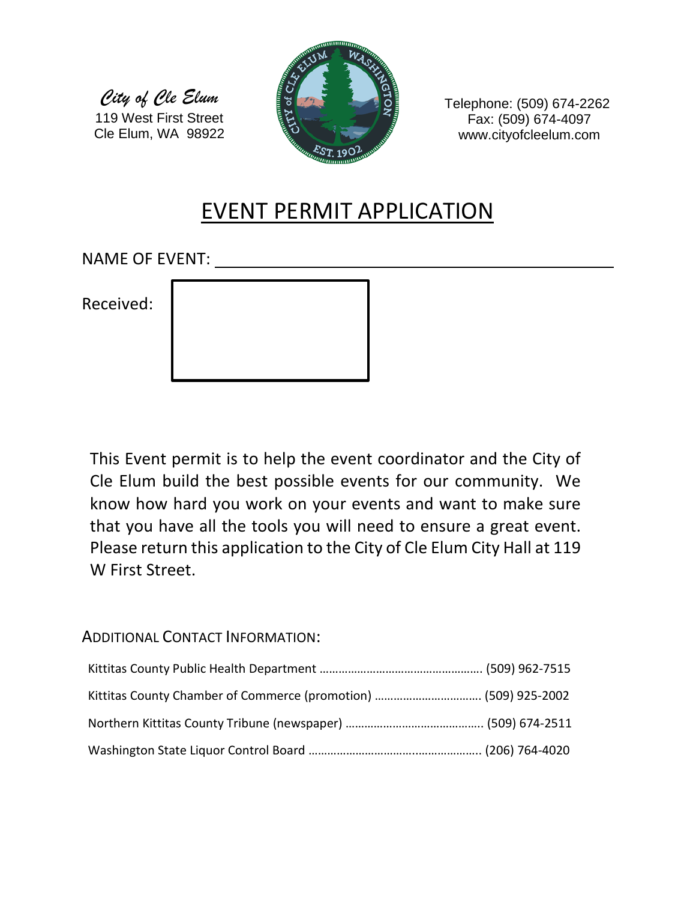*City of Cle Elum*
119 West First Street
Cle Elum, WA 98922

Telephone: (509) 674-2262
Fax: (509) 674-4097
www.cityofcleelum.com

# EVENT PERMIT APPLICATION

NAME OF EVENT: ______________________________________________

Received:

This Event permit is to help the event coordinator and the City of Cle Elum build the best possible events for our community. We know how hard you work on your events and want to make sure that you have all the tools you will need to ensure a great event. Please return this application to the City of Cle Elum City Hall at 119 W First Street.

## Additional Contact Information:

Kittitas County Public Health Department ............................................. (509) 962-7515

Kittitas County Chamber of Commerce (promotion) ............................ (509) 925-2002

Northern Kittitas County Tribune (newspaper) ...................................... (509) 674-2511

Washington State Liquor Control Board ................................................. (206) 764-4020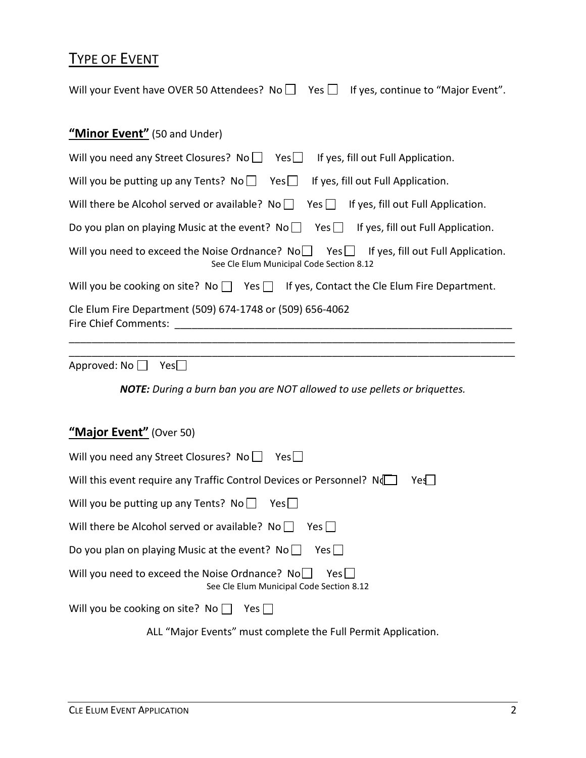## TYPE OF EVENT

Will your Event have OVER 50 Attendees? No ☐ Yes ☐ If yes, continue to "Major Event".

### **"Minor Event"** (50 and Under)

Will you need any Street Closures? No ☐ Yes ☐ If yes, fill out Full Application.

Will you be putting up any Tents? No ☐ Yes ☐ If yes, fill out Full Application.

Will there be Alcohol served or available? No ☐ Yes ☐ If yes, fill out Full Application.

Do you plan on playing Music at the event? No ☐ Yes ☐ If yes, fill out Full Application.

Will you need to exceed the Noise Ordnance? No ☐ Yes ☐ If yes, fill out Full Application.
See Cle Elum Municipal Code Section 8.12

Will you be cooking on site? No ☐ Yes ☐ If yes, Contact the Cle Elum Fire Department.

Cle Elum Fire Department (509) 674-1748 or (509) 656-4062
Fire Chief Comments: ____________________________________________________________
________________________________________________________________________________
________________________________________________________________________________

Approved: No ☐ Yes ☐

***NOTE:** During a burn ban you are NOT allowed to use pellets or briquettes.*

### **"Major Event"** (Over 50)

Will you need any Street Closures? No ☐ Yes ☐

Will this event require any Traffic Control Devices or Personnel? No ☐ Yes ☐

Will you be putting up any Tents? No ☐ Yes ☐

Will there be Alcohol served or available? No ☐ Yes ☐

Do you plan on playing Music at the event? No ☐ Yes ☐

Will you need to exceed the Noise Ordnance? No ☐ Yes ☐
See Cle Elum Municipal Code Section 8.12

Will you be cooking on site? No ☐ Yes ☐

ALL "Major Events" must complete the Full Permit Application.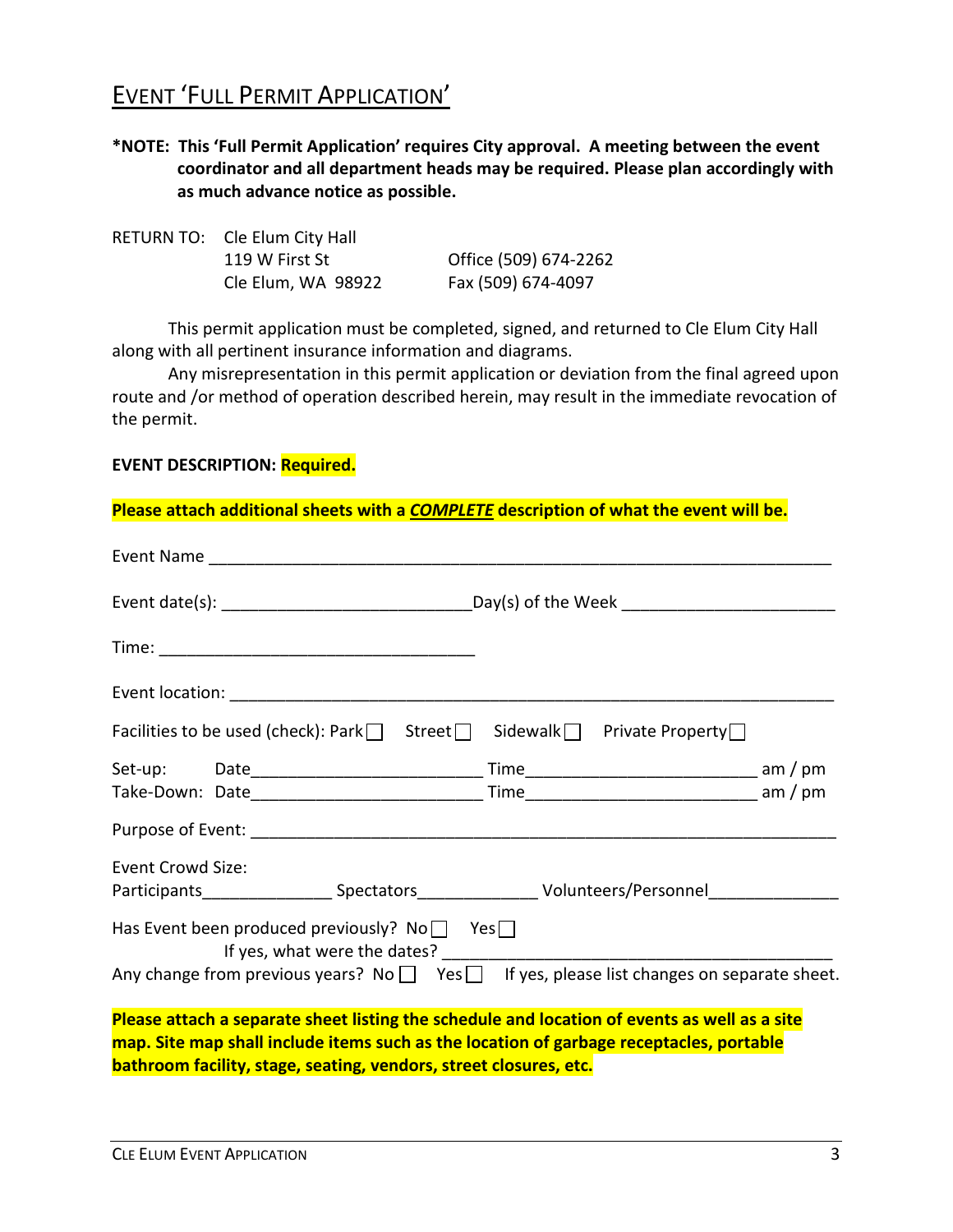# EVENT 'FULL PERMIT APPLICATION'

**\*NOTE: This 'Full Permit Application' requires City approval. A meeting between the event coordinator and all department heads may be required. Please plan accordingly with as much advance notice as possible.**

RETURN TO: Cle Elum City Hall
119 W First St
Cle Elum, WA 98922

Office (509) 674-2262
Fax (509) 674-4097

This permit application must be completed, signed, and returned to Cle Elum City Hall along with all pertinent insurance information and diagrams.

Any misrepresentation in this permit application or deviation from the final agreed upon route and /or method of operation described herein, may result in the immediate revocation of the permit.

**EVENT DESCRIPTION: Required.**

**Please attach additional sheets with a *COMPLETE* description of what the event will be.**

Event Name ___________________________________________________________________

Event date(s): ___________________________ Day(s) of the Week _____________________

Time: ___________________________________

Event location: _________________________________________________________________

Facilities to be used (check): Park ☐ Street ☐ Sidewalk ☐ Private Property ☐

Set-up: Date________________________ Time________________________ am / pm
Take-Down: Date________________________ Time________________________ am / pm

Purpose of Event: _______________________________________________________________

Event Crowd Size:
Participants______________ Spectators_____________ Volunteers/Personnel______________

Has Event been produced previously? No ☐ Yes ☐
If yes, what were the dates? ___________________________________________
Any change from previous years? No ☐ Yes ☐ If yes, please list changes on separate sheet.

**Please attach a separate sheet listing the schedule and location of events as well as a site map. Site map shall include items such as the location of garbage receptacles, portable bathroom facility, stage, seating, vendors, street closures, etc.**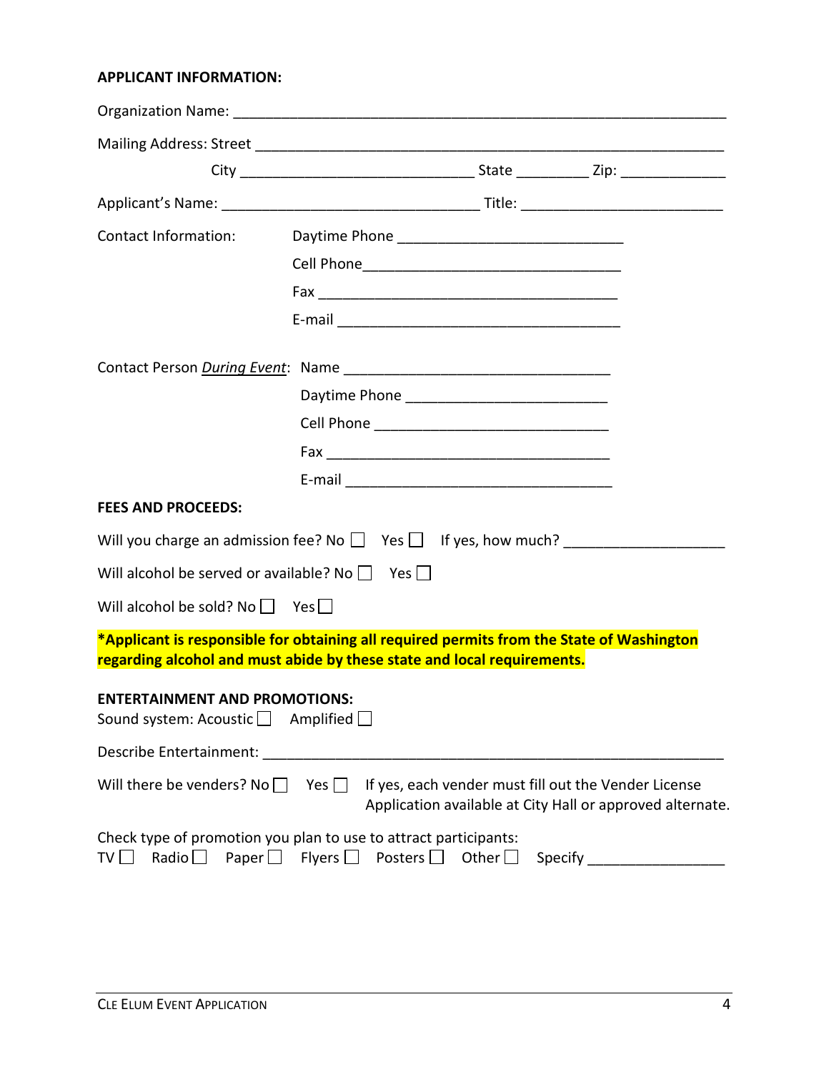**APPLICANT INFORMATION:**

Organization Name: ______________________________________________________________

Mailing Address: Street ___________________________________________________________

City ____________________________ State _________ Zip: _____________

Applicant's Name: ________________________________ Title: _________________________

Contact Information:

Daytime Phone ____________________________

Cell Phone________________________________

Fax _____________________________________

E-mail ___________________________________

Contact Person *During Event*: Name _________________________________

Daytime Phone _________________________

Cell Phone _____________________________

Fax ___________________________________

E-mail _________________________________

**FEES AND PROCEEDS:**

Will you charge an admission fee? No ☐ Yes ☐ If yes, how much? ___________________

Will alcohol be served or available? No ☐ Yes ☐

Will alcohol be sold? No ☐ Yes ☐

***Applicant is responsible for obtaining all required permits from the State of Washington regarding alcohol and must abide by these state and local requirements.**

**ENTERTAINMENT AND PROMOTIONS:**

Sound system: Acoustic ☐ Amplified ☐

Describe Entertainment: ___________________________________________________________

Will there be venders? No ☐ Yes ☐ If yes, each vender must fill out the Vender License Application available at City Hall or approved alternate.

Check type of promotion you plan to use to attract participants:

TV ☐ Radio ☐ Paper ☐ Flyers ☐ Posters ☐ Other ☐ Specify ________________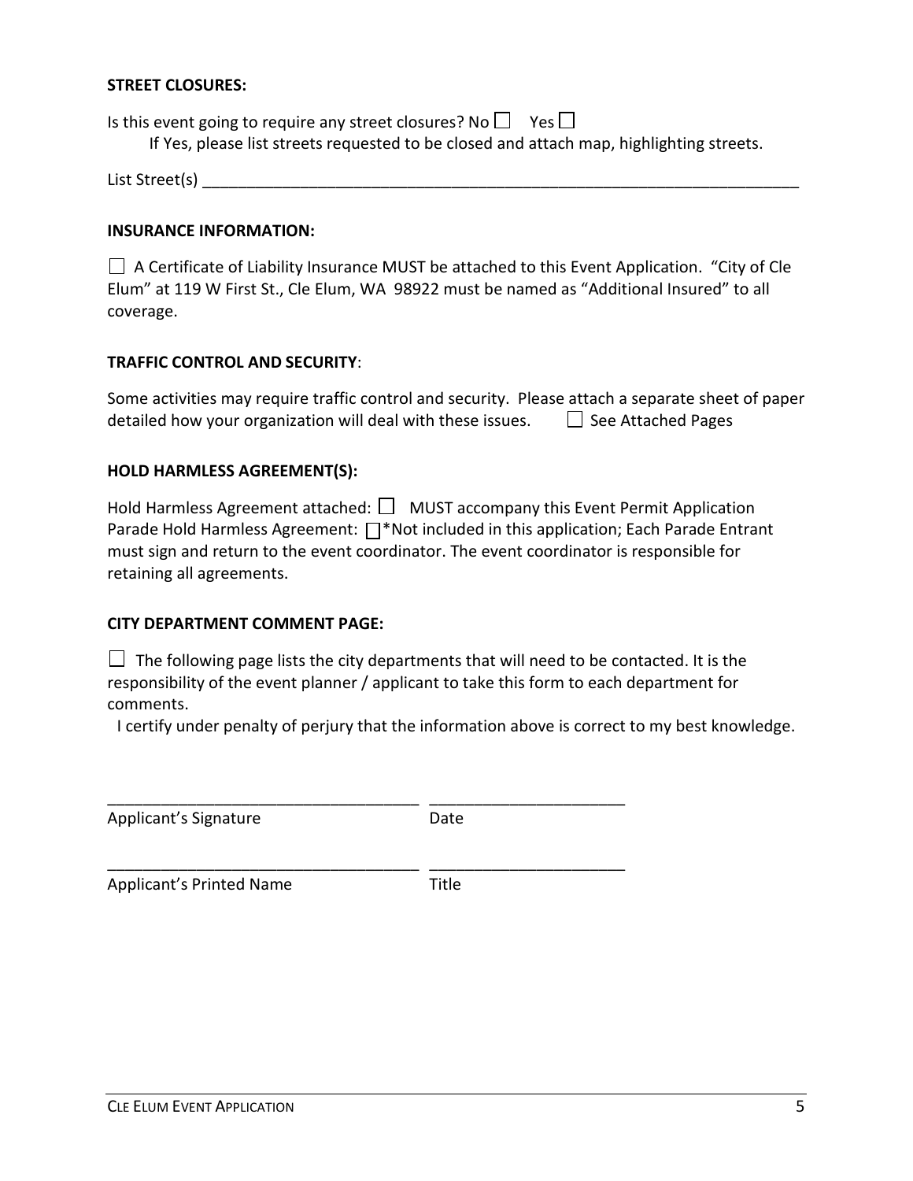**STREET CLOSURES:**

Is this event going to require any street closures? No ☐ Yes ☐

If Yes, please list streets requested to be closed and attach map, highlighting streets.

List Street(s) ______________________________________________________________________

**INSURANCE INFORMATION:**

☐ A Certificate of Liability Insurance MUST be attached to this Event Application. "City of Cle Elum" at 119 W First St., Cle Elum, WA 98922 must be named as "Additional Insured" to all coverage.

**TRAFFIC CONTROL AND SECURITY**:

Some activities may require traffic control and security. Please attach a separate sheet of paper detailed how your organization will deal with these issues. ☐ See Attached Pages

**HOLD HARMLESS AGREEMENT(S):**

Hold Harmless Agreement attached: ☐ MUST accompany this Event Permit Application
Parade Hold Harmless Agreement: ☐*Not included in this application; Each Parade Entrant must sign and return to the event coordinator. The event coordinator is responsible for retaining all agreements.

**CITY DEPARTMENT COMMENT PAGE:**

☐ The following page lists the city departments that will need to be contacted. It is the responsibility of the event planner / applicant to take this form to each department for comments.

I certify under penalty of perjury that the information above is correct to my best knowledge.

___________________________________ ______________________
Applicant's Signature Date

___________________________________ ______________________
Applicant's Printed Name Title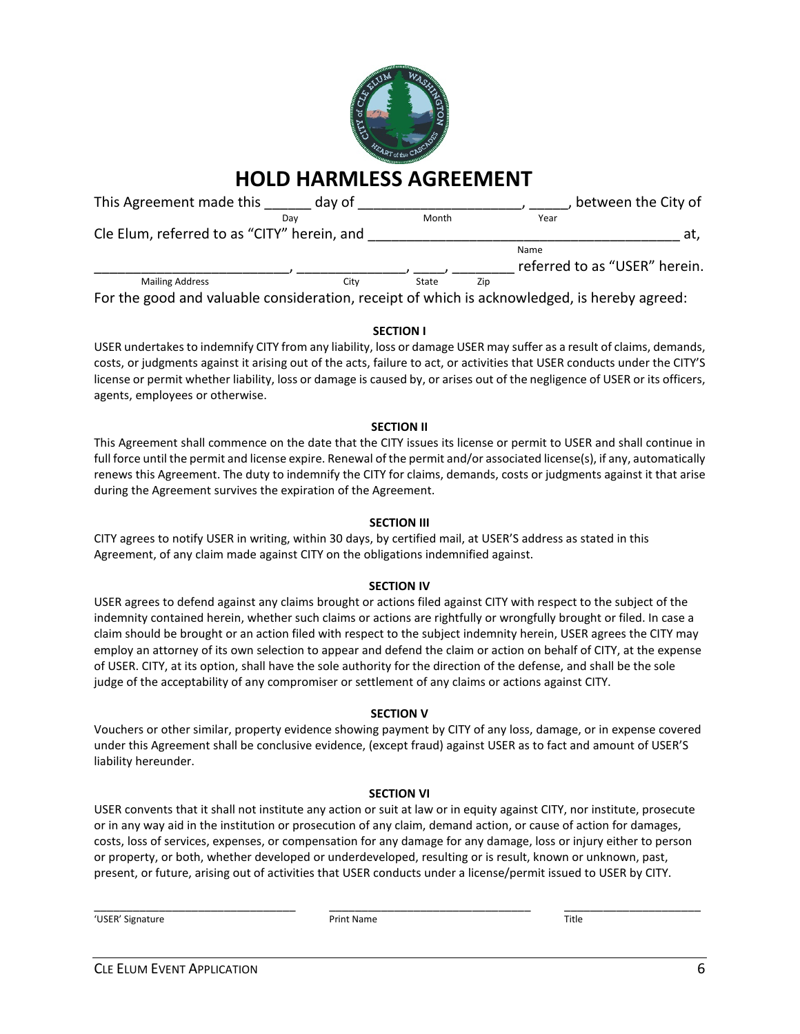# HOLD HARMLESS AGREEMENT

This Agreement made this ______ day of ____________________, _____, between the City of
Day Month Year

Cle Elum, referred to as "CITY" herein, and _______________________________________ at,
Name

_________________________, ______________, ____, ________ referred to as "USER" herein.
Mailing Address City State Zip

For the good and valuable consideration, receipt of which is acknowledged, is hereby agreed:

**SECTION I**

USER undertakes to indemnify CITY from any liability, loss or damage USER may suffer as a result of claims, demands, costs, or judgments against it arising out of the acts, failure to act, or activities that USER conducts under the CITY'S license or permit whether liability, loss or damage is caused by, or arises out of the negligence of USER or its officers, agents, employees or otherwise.

**SECTION II**

This Agreement shall commence on the date that the CITY issues its license or permit to USER and shall continue in full force until the permit and license expire. Renewal of the permit and/or associated license(s), if any, automatically renews this Agreement. The duty to indemnify the CITY for claims, demands, costs or judgments against it that arise during the Agreement survives the expiration of the Agreement.

**SECTION III**

CITY agrees to notify USER in writing, within 30 days, by certified mail, at USER'S address as stated in this Agreement, of any claim made against CITY on the obligations indemnified against.

**SECTION IV**

USER agrees to defend against any claims brought or actions filed against CITY with respect to the subject of the indemnity contained herein, whether such claims or actions are rightfully or wrongfully brought or filed. In case a claim should be brought or an action filed with respect to the subject indemnity herein, USER agrees the CITY may employ an attorney of its own selection to appear and defend the claim or action on behalf of CITY, at the expense of USER. CITY, at its option, shall have the sole authority for the direction of the defense, and shall be the sole judge of the acceptability of any compromiser or settlement of any claims or actions against CITY.

**SECTION V**

Vouchers or other similar, property evidence showing payment by CITY of any loss, damage, or in expense covered under this Agreement shall be conclusive evidence, (except fraud) against USER as to fact and amount of USER'S liability hereunder.

**SECTION VI**

USER convents that it shall not institute any action or suit at law or in equity against CITY, nor institute, prosecute or in any way aid in the institution or prosecution of any claim, demand action, or cause of action for damages, costs, loss of services, expenses, or compensation for any damage for any damage, loss or injury either to person or property, or both, whether developed or underdeveloped, resulting or is result, known or unknown, past, present, or future, arising out of activities that USER conducts under a license/permit issued to USER by CITY.

_______________________________ _______________________________ _____________________

'USER' Signature Print Name Title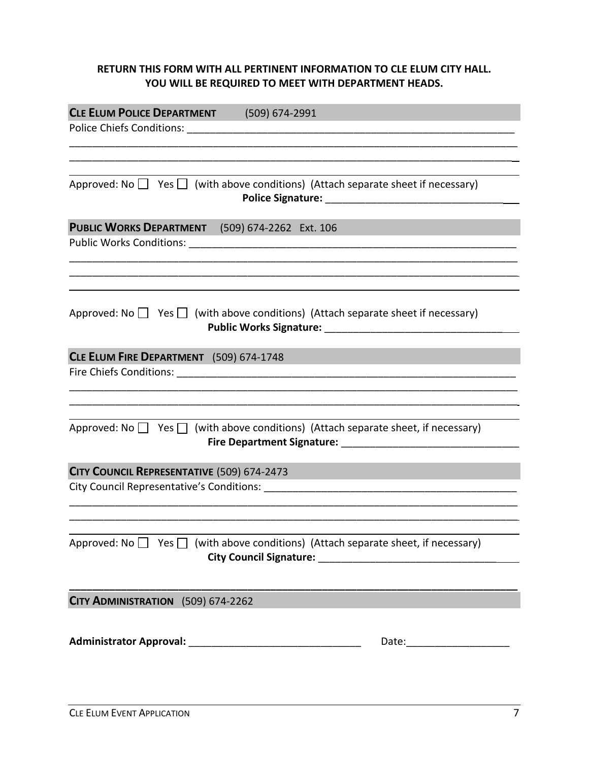**RETURN THIS FORM WITH ALL PERTINENT INFORMATION TO CLE ELUM CITY HALL.**
**YOU WILL BE REQUIRED TO MEET WITH DEPARTMENT HEADS.**

## CLE ELUM POLICE DEPARTMENT (509) 674-2991

Police Chiefs Conditions: ____________________________________________________________

______________________________________________________________________________

______________________________________________________________________________

Approved: No ☐ Yes ☐ (with above conditions) (Attach separate sheet if necessary)

**Police Signature:** ________________________________

## PUBLIC WORKS DEPARTMENT (509) 674-2262 Ext. 106

Public Works Conditions: ____________________________________________________________

______________________________________________________________________________

______________________________________________________________________________

______________________________________________________________________________

Approved: No ☐ Yes ☐ (with above conditions) (Attach separate sheet if necessary)

**Public Works Signature:** ________________________________

## CLE ELUM FIRE DEPARTMENT (509) 674-1748

Fire Chiefs Conditions: ____________________________________________________________

______________________________________________________________________________

______________________________________________________________________________

Approved: No ☐ Yes ☐ (with above conditions) (Attach separate sheet, if necessary)

**Fire Department Signature:** ________________________________

## CITY COUNCIL REPRESENTATIVE (509) 674-2473

City Council Representative's Conditions: ______________________________________________

______________________________________________________________________________

______________________________________________________________________________

______________________________________________________________________________

Approved: No ☐ Yes ☐ (with above conditions) (Attach separate sheet, if necessary)

**City Council Signature:** ________________________________

## CITY ADMINISTRATION (509) 674-2262

**Administrator Approval:** ______________________________ Date:__________________